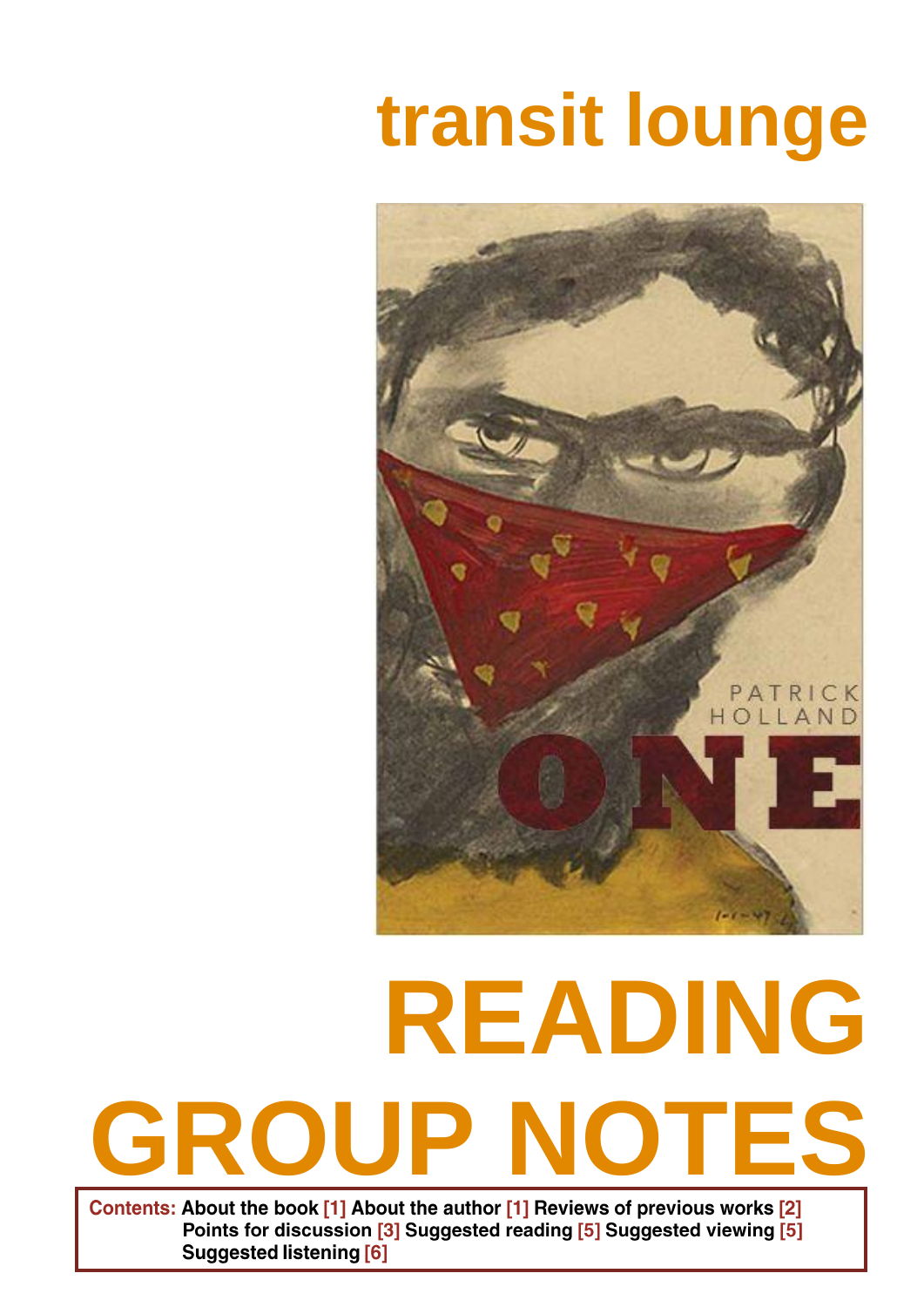# transit lounge

PATRICK HOLLAND

ONE

# READING GROUP NOTES

**Contents:** About the book [1] About the author [1] Reviews of previous works [2] Points for discussion [3] Suggested reading [5] Suggested viewing [5] Suggested listening [6]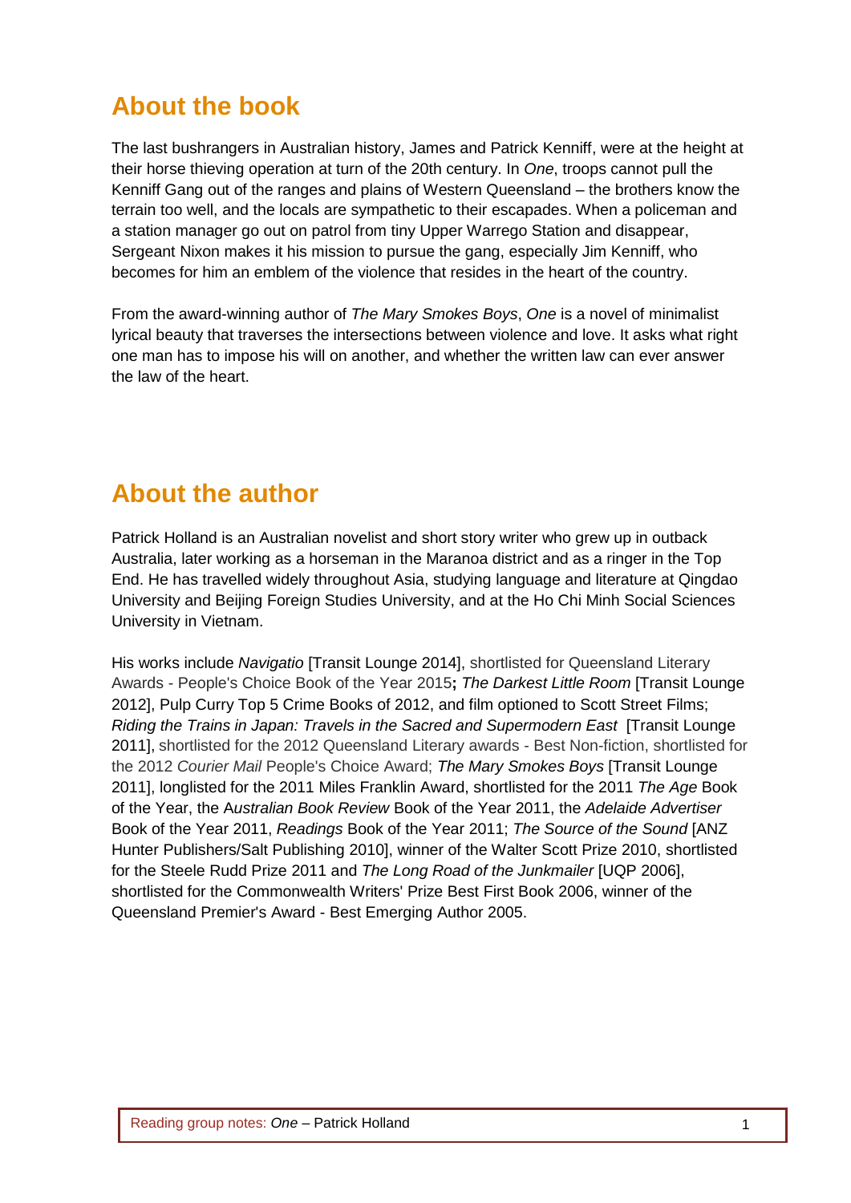## About the book

The last bushrangers in Australian history, James and Patrick Kenniff, were at the height at their horse thieving operation at turn of the 20th century. In *One*, troops cannot pull the Kenniff Gang out of the ranges and plains of Western Queensland – the brothers know the terrain too well, and the locals are sympathetic to their escapades. When a policeman and a station manager go out on patrol from tiny Upper Warrego Station and disappear, Sergeant Nixon makes it his mission to pursue the gang, especially Jim Kenniff, who becomes for him an emblem of the violence that resides in the heart of the country.

From the award-winning author of *The Mary Smokes Boys*, *One* is a novel of minimalist lyrical beauty that traverses the intersections between violence and love. It asks what right one man has to impose his will on another, and whether the written law can ever answer the law of the heart.

## About the author

Patrick Holland is an Australian novelist and short story writer who grew up in outback Australia, later working as a horseman in the Maranoa district and as a ringer in the Top End. He has travelled widely throughout Asia, studying language and literature at Qingdao University and Beijing Foreign Studies University, and at the Ho Chi Minh Social Sciences University in Vietnam.

His works include *Navigatio* [Transit Lounge 2014], shortlisted for Queensland Literary Awards - People's Choice Book of the Year 2015**;** *The Darkest Little Room* [Transit Lounge 2012], Pulp Curry Top 5 Crime Books of 2012, and film optioned to Scott Street Films; *Riding the Trains in Japan: Travels in the Sacred and Supermodern East* [Transit Lounge 2011], shortlisted for the 2012 Queensland Literary awards - Best Non-fiction, shortlisted for the 2012 *Courier Mail* People's Choice Award; *The Mary Smokes Boys* [Transit Lounge 2011], longlisted for the 2011 Miles Franklin Award, shortlisted for the 2011 *The Age* Book of the Year, the A*ustralian Book Review* Book of the Year 2011, the *Adelaide Advertiser* Book of the Year 2011, *Readings* Book of the Year 2011; *The Source of the Sound* [ANZ Hunter Publishers/Salt Publishing 2010], winner of the Walter Scott Prize 2010, shortlisted for the Steele Rudd Prize 2011 and *The Long Road of the Junkmailer* [UQP 2006], shortlisted for the Commonwealth Writers' Prize Best First Book 2006, winner of the Queensland Premier's Award - Best Emerging Author 2005.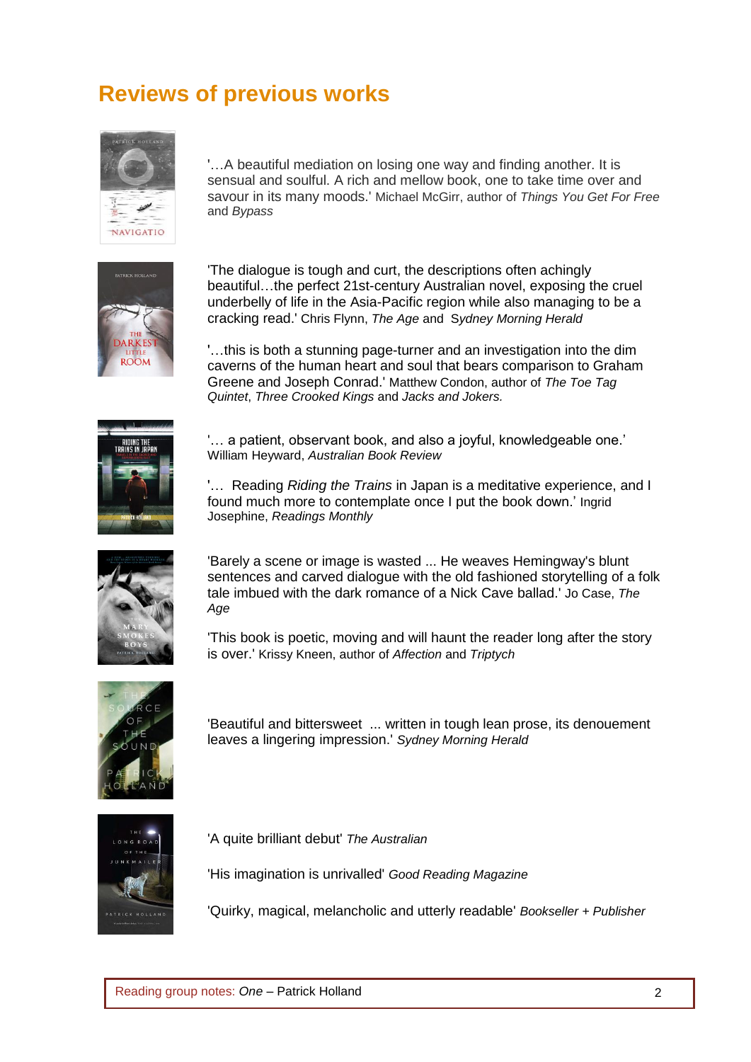# Reviews of previous works

'…A beautiful mediation on losing one way and finding another. It is sensual and soulful. A rich and mellow book, one to take time over and savour in its many moods.' Michael McGirr, author of *Things You Get For Free* and *Bypass*

'The dialogue is tough and curt, the descriptions often achingly beautiful…the perfect 21st-century Australian novel, exposing the cruel underbelly of life in the Asia-Pacific region while also managing to be a cracking read.' Chris Flynn, *The Age* and *Sydney Morning Herald*

'…this is both a stunning page-turner and an investigation into the dim caverns of the human heart and soul that bears comparison to Graham Greene and Joseph Conrad.' Matthew Condon, author of *The Toe Tag Quintet*, *Three Crooked Kings* and *Jacks and Jokers.*

'… a patient, observant book, and also a joyful, knowledgeable one.' William Heyward, *Australian Book Review*

'… Reading *Riding the Trains* in Japan is a meditative experience, and I found much more to contemplate once I put the book down.' Ingrid Josephine, *Readings Monthly*

'Barely a scene or image is wasted ... He weaves Hemingway's blunt sentences and carved dialogue with the old fashioned storytelling of a folk tale imbued with the dark romance of a Nick Cave ballad.' Jo Case, *The Age*

'This book is poetic, moving and will haunt the reader long after the story is over.' Krissy Kneen, author of *Affection* and *Triptych*

'Beautiful and bittersweet ... written in tough lean prose, its denouement leaves a lingering impression.' *Sydney Morning Herald*

'A quite brilliant debut' *The Australian*

'His imagination is unrivalled' *Good Reading Magazine*

'Quirky, magical, melancholic and utterly readable' *Bookseller + Publisher*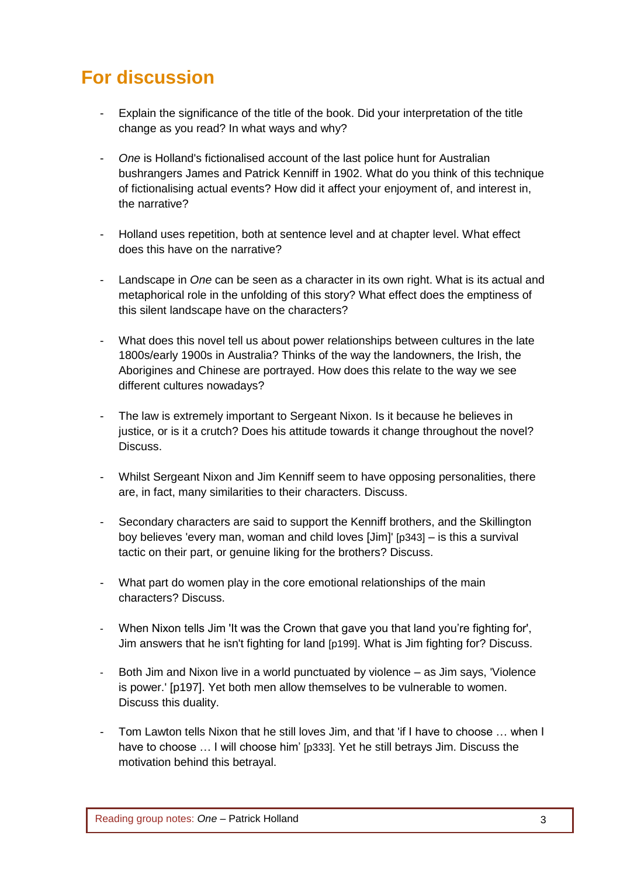## For discussion

- Explain the significance of the title of the book. Did your interpretation of the title change as you read? In what ways and why?

- *One* is Holland's fictionalised account of the last police hunt for Australian bushrangers James and Patrick Kenniff in 1902. What do you think of this technique of fictionalising actual events? How did it affect your enjoyment of, and interest in, the narrative?

- Holland uses repetition, both at sentence level and at chapter level. What effect does this have on the narrative?

- Landscape in *One* can be seen as a character in its own right. What is its actual and metaphorical role in the unfolding of this story? What effect does the emptiness of this silent landscape have on the characters?

- What does this novel tell us about power relationships between cultures in the late 1800s/early 1900s in Australia? Thinks of the way the landowners, the Irish, the Aborigines and Chinese are portrayed. How does this relate to the way we see different cultures nowadays?

- The law is extremely important to Sergeant Nixon. Is it because he believes in justice, or is it a crutch? Does his attitude towards it change throughout the novel? Discuss.

- Whilst Sergeant Nixon and Jim Kenniff seem to have opposing personalities, there are, in fact, many similarities to their characters. Discuss.

- Secondary characters are said to support the Kenniff brothers, and the Skillington boy believes 'every man, woman and child loves [Jim]' [p343] – is this a survival tactic on their part, or genuine liking for the brothers? Discuss.

- What part do women play in the core emotional relationships of the main characters? Discuss.

- When Nixon tells Jim 'It was the Crown that gave you that land you're fighting for', Jim answers that he isn't fighting for land [p199]. What is Jim fighting for? Discuss.

- Both Jim and Nixon live in a world punctuated by violence – as Jim says, 'Violence is power.' [p197]. Yet both men allow themselves to be vulnerable to women. Discuss this duality.

- Tom Lawton tells Nixon that he still loves Jim, and that 'if I have to choose … when I have to choose … I will choose him' [p333]. Yet he still betrays Jim. Discuss the motivation behind this betrayal.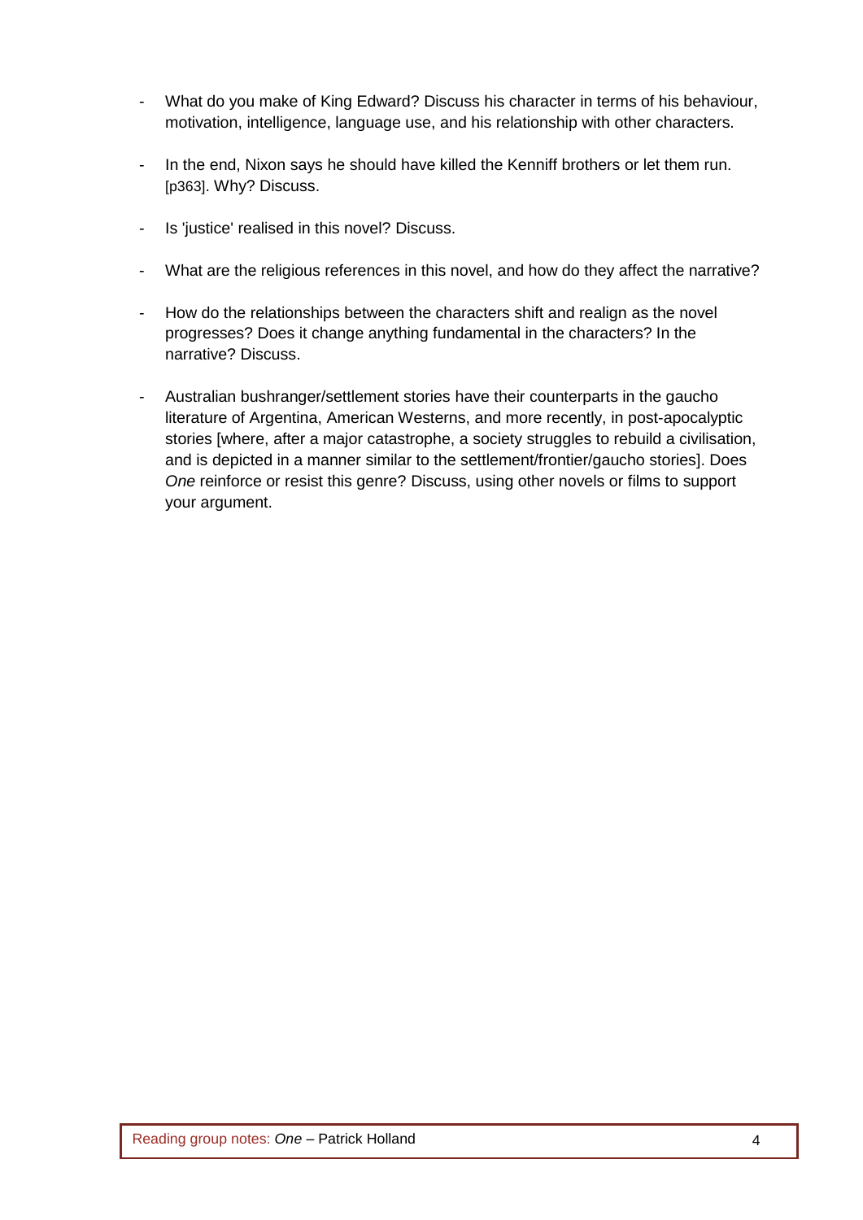- What do you make of King Edward? Discuss his character in terms of his behaviour, motivation, intelligence, language use, and his relationship with other characters.
- In the end, Nixon says he should have killed the Kenniff brothers or let them run. [p363]. Why? Discuss.
- Is 'justice' realised in this novel? Discuss.
- What are the religious references in this novel, and how do they affect the narrative?
- How do the relationships between the characters shift and realign as the novel progresses? Does it change anything fundamental in the characters? In the narrative? Discuss.
- Australian bushranger/settlement stories have their counterparts in the gaucho literature of Argentina, American Westerns, and more recently, in post-apocalyptic stories [where, after a major catastrophe, a society struggles to rebuild a civilisation, and is depicted in a manner similar to the settlement/frontier/gaucho stories]. Does *One* reinforce or resist this genre? Discuss, using other novels or films to support your argument.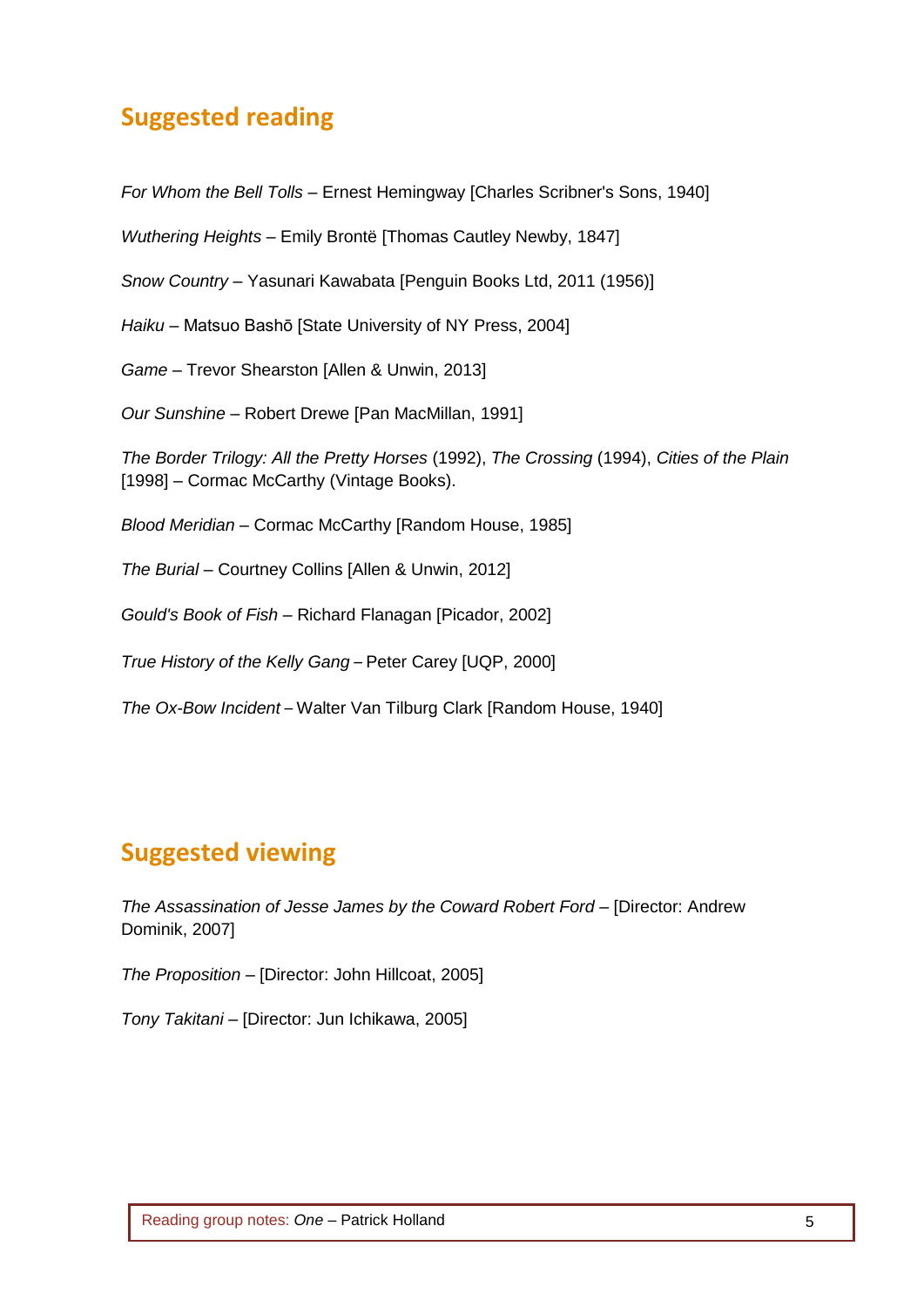## Suggested reading

*For Whom the Bell Tolls* – Ernest Hemingway [Charles Scribner's Sons, 1940]

*Wuthering Heights* – Emily Brontë [Thomas Cautley Newby, 1847]

*Snow Country* – Yasunari Kawabata [Penguin Books Ltd, 2011 (1956)]

*Haiku* – Matsuo Bashō [State University of NY Press, 2004]

*Game* – Trevor Shearston [Allen & Unwin, 2013]

*Our Sunshine* – Robert Drewe [Pan MacMillan, 1991]

*The Border Trilogy: All the Pretty Horses* (1992), *The Crossing* (1994), *Cities of the Plain* [1998] – Cormac McCarthy (Vintage Books).

*Blood Meridian* – Cormac McCarthy [Random House, 1985]

*The Burial* – Courtney Collins [Allen & Unwin, 2012]

*Gould's Book of Fish* – Richard Flanagan [Picador, 2002]

*True History of the Kelly Gang* – Peter Carey [UQP, 2000]

*The Ox-Bow Incident* – Walter Van Tilburg Clark [Random House, 1940]

## Suggested viewing

*The Assassination of Jesse James by the Coward Robert Ford* – [Director: Andrew Dominik, 2007]

*The Proposition* – [Director: John Hillcoat, 2005]

*Tony Takitani* – [Director: Jun Ichikawa, 2005]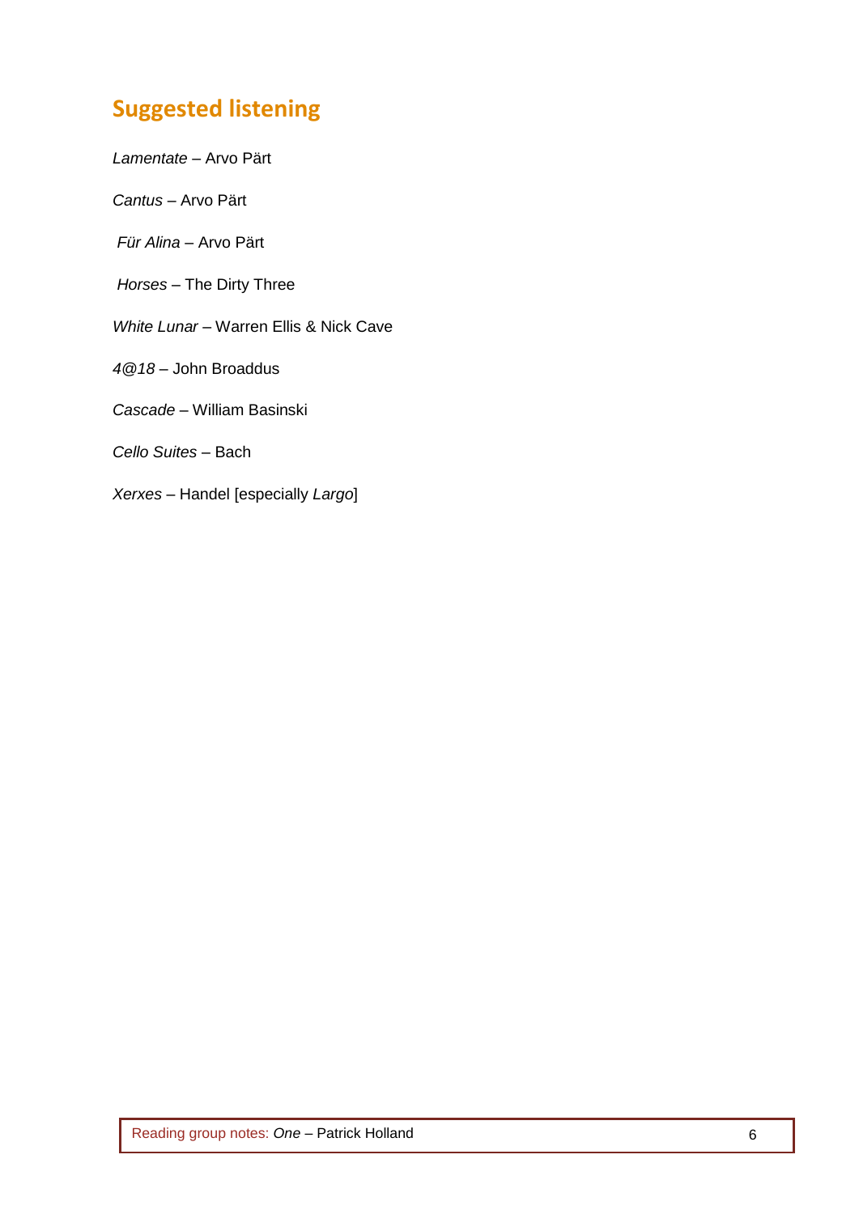## Suggested listening

*Lamentate* – Arvo Pärt

*Cantus* – Arvo Pärt

*Für Alina* – Arvo Pärt

*Horses* – The Dirty Three

*White Lunar* – Warren Ellis & Nick Cave

*4@18* – John Broaddus

*Cascade* – William Basinski

*Cello Suites* – Bach

*Xerxes* – Handel [especially *Largo*]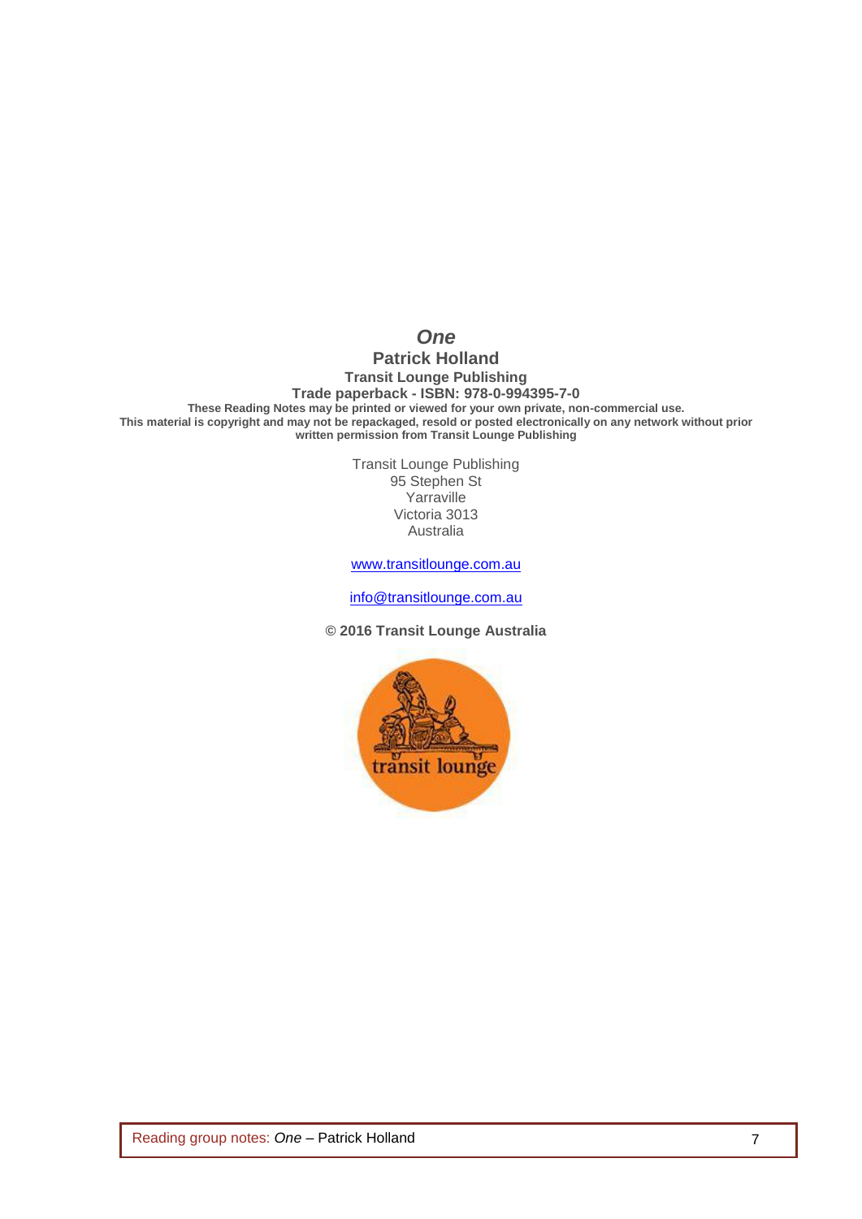***One***

**Patrick Holland**

**Transit Lounge Publishing**

**Trade paperback - ISBN: 978-0-994395-7-0**

**These Reading Notes may be printed or viewed for your own private, non-commercial use.**
**This material is copyright and may not be repackaged, resold or posted electronically on any network without prior written permission from Transit Lounge Publishing**

Transit Lounge Publishing
95 Stephen St
Yarraville
Victoria 3013
Australia

www.transitlounge.com.au

info@transitlounge.com.au

**© 2016 Transit Lounge Australia**